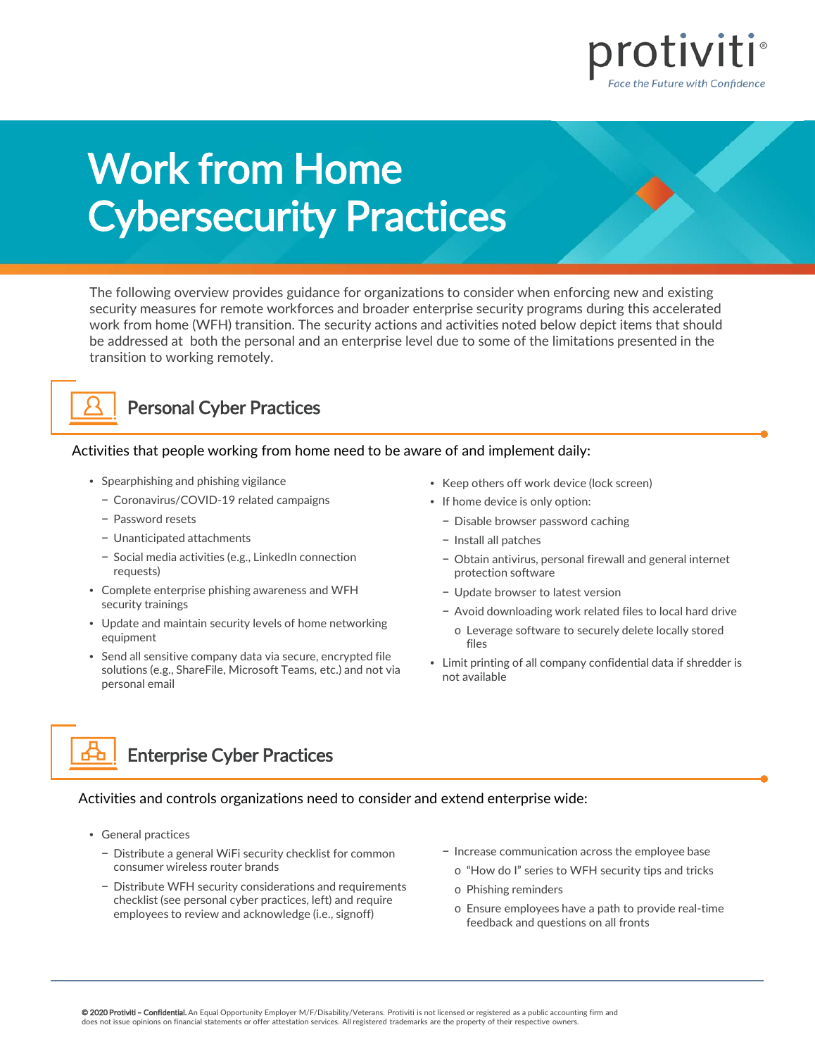# Work from Home Cybersecurity Practices

The following overview provides guidance for organizations to consider when enforcing new and existing security measures for remote workforces and broader enterprise security programs during this accelerated work from home (WFH) transition. The security actions and activities noted below depict items that should be addressed at both the personal and an enterprise level due to some of the limitations presented in the transition to working remotely.

## Personal Cyber Practices

Activities that people working from home need to be aware of and implement daily:

- Spearphishing and phishing vigilance
  - Coronavirus/COVID-19 related campaigns
  - Password resets
  - Unanticipated attachments
  - Social media activities (e.g., LinkedIn connection requests)
- Complete enterprise phishing awareness and WFH security trainings
- Update and maintain security levels of home networking equipment
- Send all sensitive company data via secure, encrypted file solutions (e.g., ShareFile, Microsoft Teams, etc.) and not via personal email
- Keep others off work device (lock screen)
- If home device is only option:
  - Disable browser password caching
  - Install all patches
  - Obtain antivirus, personal firewall and general internet protection software
  - Update browser to latest version
  - Avoid downloading work related files to local hard drive
    - Leverage software to securely delete locally stored files
- Limit printing of all company confidential data if shredder is not available

## Enterprise Cyber Practices

Activities and controls organizations need to consider and extend enterprise wide:

- General practices
  - Distribute a general WiFi security checklist for common consumer wireless router brands
  - Distribute WFH security considerations and requirements checklist (see personal cyber practices, left) and require employees to review and acknowledge (i.e., signoff)
  - Increase communication across the employee base
    - "How do I" series to WFH security tips and tricks
    - Phishing reminders
    - Ensure employees have a path to provide real-time feedback and questions on all fronts

© 2020 Protiviti – Confidential. An Equal Opportunity Employer M/F/Disability/Veterans. Protiviti is not licensed or registered as a public accounting firm and does not issue opinions on financial statements or offer attestation services. All registered trademarks are the property of their respective owners.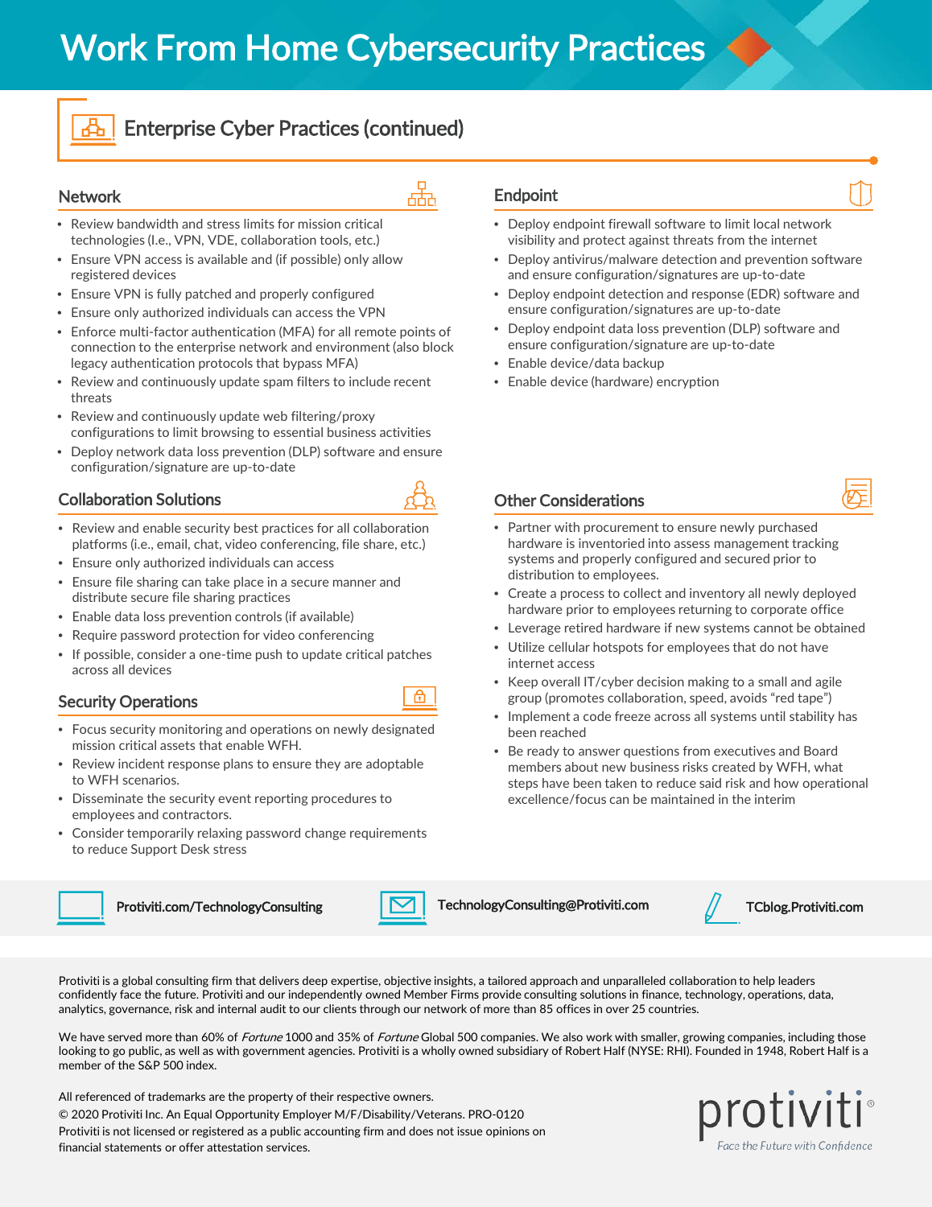# Work From Home Cybersecurity Practices

## Enterprise Cyber Practices (continued)

### Network

- Review bandwidth and stress limits for mission critical technologies (I.e., VPN, VDE, collaboration tools, etc.)
- Ensure VPN access is available and (if possible) only allow registered devices
- Ensure VPN is fully patched and properly configured
- Ensure only authorized individuals can access the VPN
- Enforce multi-factor authentication (MFA) for all remote points of connection to the enterprise network and environment (also block legacy authentication protocols that bypass MFA)
- Review and continuously update spam filters to include recent threats
- Review and continuously update web filtering/proxy configurations to limit browsing to essential business activities
- Deploy network data loss prevention (DLP) software and ensure configuration/signature are up-to-date

### Collaboration Solutions

- Review and enable security best practices for all collaboration platforms (i.e., email, chat, video conferencing, file share, etc.)
- Ensure only authorized individuals can access
- Ensure file sharing can take place in a secure manner and distribute secure file sharing practices
- Enable data loss prevention controls (if available)
- Require password protection for video conferencing
- If possible, consider a one-time push to update critical patches across all devices

### Security Operations

- Focus security monitoring and operations on newly designated mission critical assets that enable WFH.
- Review incident response plans to ensure they are adoptable to WFH scenarios.
- Disseminate the security event reporting procedures to employees and contractors.
- Consider temporarily relaxing password change requirements to reduce Support Desk stress

### Endpoint

- Deploy endpoint firewall software to limit local network visibility and protect against threats from the internet
- Deploy antivirus/malware detection and prevention software and ensure configuration/signatures are up-to-date
- Deploy endpoint detection and response (EDR) software and ensure configuration/signatures are up-to-date
- Deploy endpoint data loss prevention (DLP) software and ensure configuration/signature are up-to-date
- Enable device/data backup
- Enable device (hardware) encryption

### Other Considerations

- Partner with procurement to ensure newly purchased hardware is inventoried into assess management tracking systems and properly configured and secured prior to distribution to employees.
- Create a process to collect and inventory all newly deployed hardware prior to employees returning to corporate office
- Leverage retired hardware if new systems cannot be obtained
- Utilize cellular hotspots for employees that do not have internet access
- Keep overall IT/cyber decision making to a small and agile group (promotes collaboration, speed, avoids "red tape")
- Implement a code freeze across all systems until stability has been reached
- Be ready to answer questions from executives and Board members about new business risks created by WFH, what steps have been taken to reduce said risk and how operational excellence/focus can be maintained in the interim

**Protiviti.com/TechnologyConsulting** **TechnologyConsulting@Protiviti.com** **TCblog.Protiviti.com**

Protiviti is a global consulting firm that delivers deep expertise, objective insights, a tailored approach and unparalleled collaboration to help leaders confidently face the future. Protiviti and our independently owned Member Firms provide consulting solutions in finance, technology, operations, data, analytics, governance, risk and internal audit to our clients through our network of more than 85 offices in over 25 countries.

We have served more than 60% of *Fortune* 1000 and 35% of *Fortune* Global 500 companies. We also work with smaller, growing companies, including those looking to go public, as well as with government agencies. Protiviti is a wholly owned subsidiary of Robert Half (NYSE: RHI). Founded in 1948, Robert Half is a member of the S&P 500 index.

All referenced of trademarks are the property of their respective owners.
© 2020 Protiviti Inc. An Equal Opportunity Employer M/F/Disability/Veterans. PRO-0120
Protiviti is not licensed or registered as a public accounting firm and does not issue opinions on financial statements or offer attestation services.

protiviti® Face the Future with Confidence